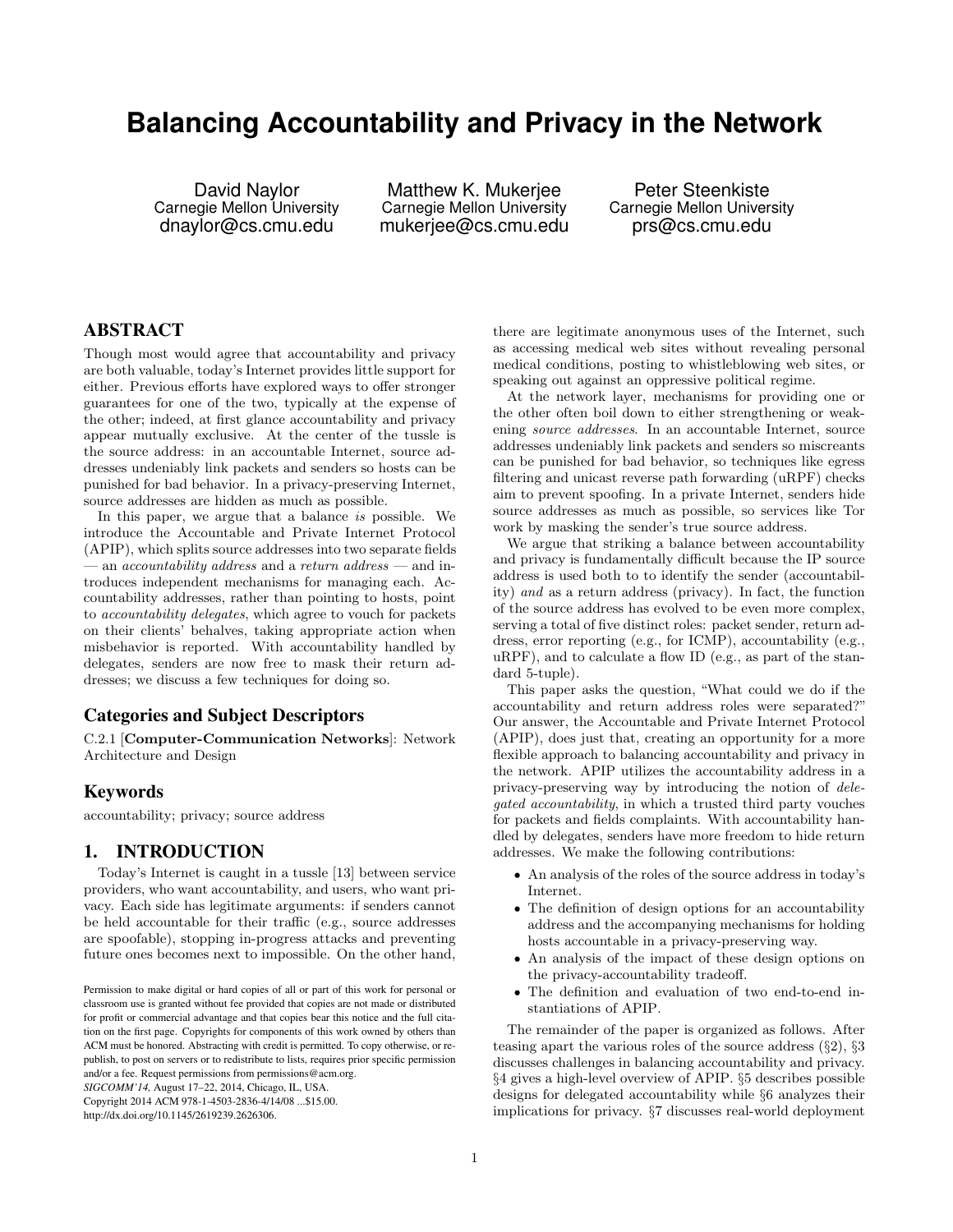# Balancing Accountability and Privacy in the Network

David Naylor
Carnegie Mellon University
dnaylor@cs.cmu.edu

Matthew K. Mukerjee
Carnegie Mellon University
mukerjee@cs.cmu.edu

Peter Steenkiste
Carnegie Mellon University
prs@cs.cmu.edu

## ABSTRACT

Though most would agree that accountability and privacy are both valuable, today's Internet provides little support for either. Previous efforts have explored ways to offer stronger guarantees for one of the two, typically at the expense of the other; indeed, at first glance accountability and privacy appear mutually exclusive. At the center of the tussle is the source address: in an accountable Internet, source addresses undeniably link packets and senders so hosts can be punished for bad behavior. In a privacy-preserving Internet, source addresses are hidden as much as possible.

In this paper, we argue that a balance *is* possible. We introduce the Accountable and Private Internet Protocol (APIP), which splits source addresses into two separate fields — an *accountability address* and a *return address* — and introduces independent mechanisms for managing each. Accountability addresses, rather than pointing to hosts, point to *accountability delegates*, which agree to vouch for packets on their clients' behalves, taking appropriate action when misbehavior is reported. With accountability handled by delegates, senders are now free to mask their return addresses; we discuss a few techniques for doing so.

## Categories and Subject Descriptors

C.2.1 [**Computer-Communication Networks**]: Network Architecture and Design

## Keywords

accountability; privacy; source address

## 1. INTRODUCTION

Today's Internet is caught in a tussle [13] between service providers, who want accountability, and users, who want privacy. Each side has legitimate arguments: if senders cannot be held accountable for their traffic (e.g., source addresses are spoofable), stopping in-progress attacks and preventing future ones becomes next to impossible. On the other hand, there are legitimate anonymous uses of the Internet, such as accessing medical web sites without revealing personal medical conditions, posting to whistleblowing web sites, or speaking out against an oppressive political regime.

At the network layer, mechanisms for providing one or the other often boil down to either strengthening or weakening *source addresses*. In an accountable Internet, source addresses undeniably link packets and senders so miscreants can be punished for bad behavior, so techniques like egress filtering and unicast reverse path forwarding (uRPF) checks aim to prevent spoofing. In a private Internet, senders hide source addresses as much as possible, so services like Tor work by masking the sender's true source address.

We argue that striking a balance between accountability and privacy is fundamentally difficult because the IP source address is used both to to identify the sender (accountability) *and* as a return address (privacy). In fact, the function of the source address has evolved to be even more complex, serving a total of five distinct roles: packet sender, return address, error reporting (e.g., for ICMP), accountability (e.g., uRPF), and to calculate a flow ID (e.g., as part of the standard 5-tuple).

This paper asks the question, "What could we do if the accountability and return address roles were separated?" Our answer, the Accountable and Private Internet Protocol (APIP), does just that, creating an opportunity for a more flexible approach to balancing accountability and privacy in the network. APIP utilizes the accountability address in a privacy-preserving way by introducing the notion of *delegated accountability*, in which a trusted third party vouches for packets and fields complaints. With accountability handled by delegates, senders have more freedom to hide return addresses. We make the following contributions:

- An analysis of the roles of the source address in today's Internet.
- The definition of design options for an accountability address and the accompanying mechanisms for holding hosts accountable in a privacy-preserving way.
- An analysis of the impact of these design options on the privacy-accountability tradeoff.
- The definition and evaluation of two end-to-end instantiations of APIP.

The remainder of the paper is organized as follows. After teasing apart the various roles of the source address (§2), §3 discusses challenges in balancing accountability and privacy. §4 gives a high-level overview of APIP. §5 describes possible designs for delegated accountability while §6 analyzes their implications for privacy. §7 discusses real-world deployment

Permission to make digital or hard copies of all or part of this work for personal or classroom use is granted without fee provided that copies are not made or distributed for profit or commercial advantage and that copies bear this notice and the full citation on the first page. Copyrights for components of this work owned by others than ACM must be honored. Abstracting with credit is permitted. To copy otherwise, or republish, to post on servers or to redistribute to lists, requires prior specific permission and/or a fee. Request permissions from permissions@acm.org.
*SIGCOMM'14,* August 17–22, 2014, Chicago, IL, USA.
Copyright 2014 ACM 978-1-4503-2836-4/14/08 ...$15.00.
http://dx.doi.org/10.1145/2619239.2626306.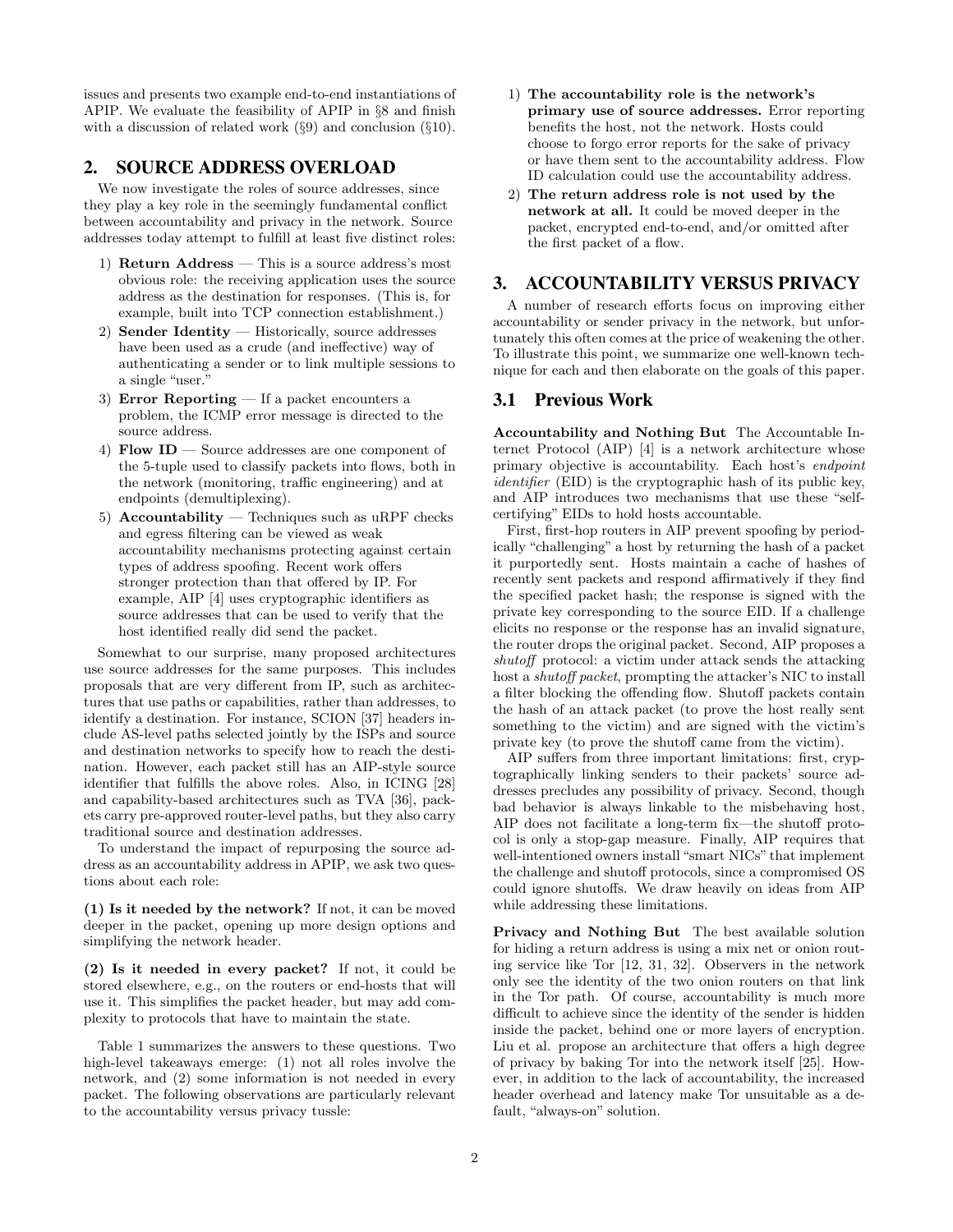issues and presents two example end-to-end instantiations of APIP. We evaluate the feasibility of APIP in §8 and finish with a discussion of related work (§9) and conclusion (§10).

## 2. SOURCE ADDRESS OVERLOAD

We now investigate the roles of source addresses, since they play a key role in the seemingly fundamental conflict between accountability and privacy in the network. Source addresses today attempt to fulfill at least five distinct roles:

1) **Return Address** — This is a source address's most obvious role: the receiving application uses the source address as the destination for responses. (This is, for example, built into TCP connection establishment.)
2) **Sender Identity** — Historically, source addresses have been used as a crude (and ineffective) way of authenticating a sender or to link multiple sessions to a single "user."
3) **Error Reporting** — If a packet encounters a problem, the ICMP error message is directed to the source address.
4) **Flow ID** — Source addresses are one component of the 5-tuple used to classify packets into flows, both in the network (monitoring, traffic engineering) and at endpoints (demultiplexing).
5) **Accountability** — Techniques such as uRPF checks and egress filtering can be viewed as weak accountability mechanisms protecting against certain types of address spoofing. Recent work offers stronger protection than that offered by IP. For example, AIP [4] uses cryptographic identifiers as source addresses that can be used to verify that the host identified really did send the packet.

Somewhat to our surprise, many proposed architectures use source addresses for the same purposes. This includes proposals that are very different from IP, such as architectures that use paths or capabilities, rather than addresses, to identify a destination. For instance, SCION [37] headers include AS-level paths selected jointly by the ISPs and source and destination networks to specify how to reach the destination. However, each packet still has an AIP-style source identifier that fulfills the above roles. Also, in ICING [28] and capability-based architectures such as TVA [36], packets carry pre-approved router-level paths, but they also carry traditional source and destination addresses.

To understand the impact of repurposing the source address as an accountability address in APIP, we ask two questions about each role:

**(1) Is it needed by the network?** If not, it can be moved deeper in the packet, opening up more design options and simplifying the network header.

**(2) Is it needed in every packet?** If not, it could be stored elsewhere, e.g., on the routers or end-hosts that will use it. This simplifies the packet header, but may add complexity to protocols that have to maintain the state.

Table 1 summarizes the answers to these questions. Two high-level takeaways emerge: (1) not all roles involve the network, and (2) some information is not needed in every packet. The following observations are particularly relevant to the accountability versus privacy tussle:

1) **The accountability role is the network's primary use of source addresses.** Error reporting benefits the host, not the network. Hosts could choose to forgo error reports for the sake of privacy or have them sent to the accountability address. Flow ID calculation could use the accountability address.
2) **The return address role is not used by the network at all.** It could be moved deeper in the packet, encrypted end-to-end, and/or omitted after the first packet of a flow.

## 3. ACCOUNTABILITY VERSUS PRIVACY

A number of research efforts focus on improving either accountability or sender privacy in the network, but unfortunately this often comes at the price of weakening the other. To illustrate this point, we summarize one well-known technique for each and then elaborate on the goals of this paper.

### 3.1 Previous Work

**Accountability and Nothing But** The Accountable Internet Protocol (AIP) [4] is a network architecture whose primary objective is accountability. Each host's *endpoint identifier* (EID) is the cryptographic hash of its public key, and AIP introduces two mechanisms that use these "self-certifying" EIDs to hold hosts accountable.

First, first-hop routers in AIP prevent spoofing by periodically "challenging" a host by returning the hash of a packet it purportedly sent. Hosts maintain a cache of hashes of recently sent packets and respond affirmatively if they find the specified packet hash; the response is signed with the private key corresponding to the source EID. If a challenge elicits no response or the response has an invalid signature, the router drops the original packet. Second, AIP proposes a *shutoff* protocol: a victim under attack sends the attacking host a *shutoff packet*, prompting the attacker's NIC to install a filter blocking the offending flow. Shutoff packets contain the hash of an attack packet (to prove the host really sent something to the victim) and are signed with the victim's private key (to prove the shutoff came from the victim).

AIP suffers from three important limitations: first, cryptographically linking senders to their packets' source addresses precludes any possibility of privacy. Second, though bad behavior is always linkable to the misbehaving host, AIP does not facilitate a long-term fix—the shutoff protocol is only a stop-gap measure. Finally, AIP requires that well-intentioned owners install "smart NICs" that implement the challenge and shutoff protocols, since a compromised OS could ignore shutoffs. We draw heavily on ideas from AIP while addressing these limitations.

**Privacy and Nothing But** The best available solution for hiding a return address is using a mix net or onion routing service like Tor [12, 31, 32]. Observers in the network only see the identity of the two onion routers on that link in the Tor path. Of course, accountability is much more difficult to achieve since the identity of the sender is hidden inside the packet, behind one or more layers of encryption. Liu et al. propose an architecture that offers a high degree of privacy by baking Tor into the network itself [25]. However, in addition to the lack of accountability, the increased header overhead and latency make Tor unsuitable as a default, "always-on" solution.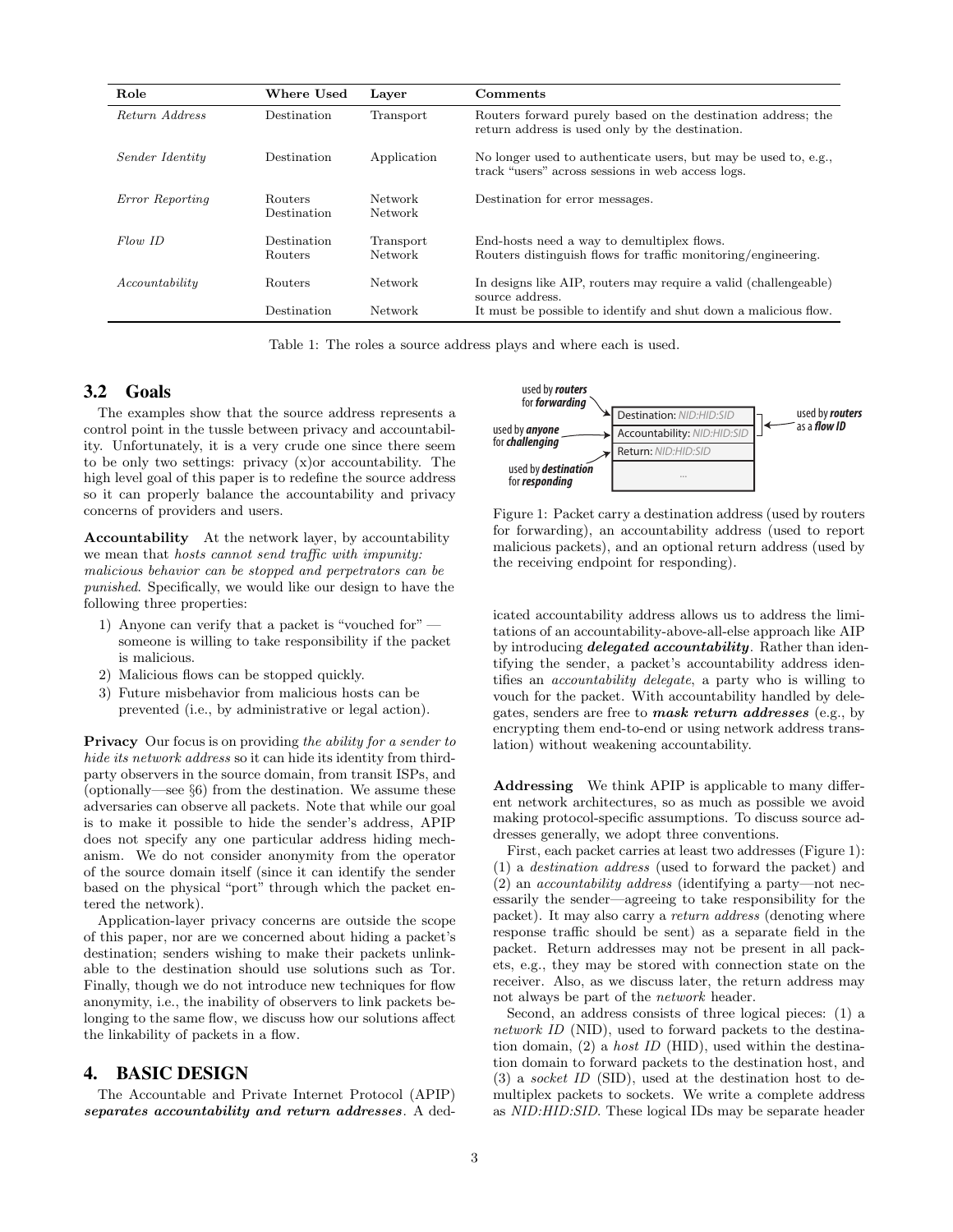| Role | Where Used | Layer | Comments |
|---|---|---|---|
| *Return Address* | Destination | Transport | Routers forward purely based on the destination address; the return address is used only by the destination. |
| *Sender Identity* | Destination | Application | No longer used to authenticate users, but may be used to, e.g., track "users" across sessions in web access logs. |
| *Error Reporting* | Routers<br>Destination | Network<br>Network | Destination for error messages. |
| *Flow ID* | Destination<br>Routers | Transport<br>Network | End-hosts need a way to demultiplex flows.<br>Routers distinguish flows for traffic monitoring/engineering. |
| *Accountability* | Routers | Network | In designs like AIP, routers may require a valid (challengeable) source address. |
| | Destination | Network | It must be possible to identify and shut down a malicious flow. |

Table 1: The roles a source address plays and where each is used.

## 3.2 Goals

The examples show that the source address represents a control point in the tussle between privacy and accountability. Unfortunately, it is a very crude one since there seem to be only two settings: privacy (x)or accountability. The high level goal of this paper is to redefine the source address so it can properly balance the accountability and privacy concerns of providers and users.

**Accountability** At the network layer, by accountability we mean that *hosts cannot send traffic with impunity: malicious behavior can be stopped and perpetrators can be punished*. Specifically, we would like our design to have the following three properties:

1) Anyone can verify that a packet is "vouched for" — someone is willing to take responsibility if the packet is malicious.
2) Malicious flows can be stopped quickly.
3) Future misbehavior from malicious hosts can be prevented (i.e., by administrative or legal action).

**Privacy** Our focus is on providing *the ability for a sender to hide its network address* so it can hide its identity from third-party observers in the source domain, from transit ISPs, and (optionally—see §6) from the destination. We assume these adversaries can observe all packets. Note that while our goal is to make it possible to hide the sender's address, APIP does not specify any one particular address hiding mechanism. We do not consider anonymity from the operator of the source domain itself (since it can identify the sender based on the physical "port" through which the packet entered the network).

Application-layer privacy concerns are outside the scope of this paper, nor are we concerned about hiding a packet's destination; senders wishing to make their packets unlinkable to the destination should use solutions such as Tor. Finally, though we do not introduce new techniques for flow anonymity, i.e., the inability of observers to link packets belonging to the same flow, we discuss how our solutions affect the linkability of packets in a flow.

# 4. BASIC DESIGN

The Accountable and Private Internet Protocol (APIP) ***separates accountability and return addresses***. A dedicated accountability address allows us to address the limitations of an accountability-above-all-else approach like AIP by introducing ***delegated accountability***. Rather than identifying the sender, a packet's accountability address identifies an *accountability delegate*, a party who is willing to vouch for the packet. With accountability handled by delegates, senders are free to ***mask return addresses*** (e.g., by encrypting them end-to-end or using network address translation) without weakening accountability.

Figure 1: Packet carry a destination address (used by routers for forwarding), an accountability address (used to report malicious packets), and an optional return address (used by the receiving endpoint for responding).

**Addressing** We think APIP is applicable to many different network architectures, so as much as possible we avoid making protocol-specific assumptions. To discuss source addresses generally, we adopt three conventions.

First, each packet carries at least two addresses (Figure 1): (1) a *destination address* (used to forward the packet) and (2) an *accountability address* (identifying a party—not necessarily the sender—agreeing to take responsibility for the packet). It may also carry a *return address* (denoting where response traffic should be sent) as a separate field in the packet. Return addresses may not be present in all packets, e.g., they may be stored with connection state on the receiver. Also, as we discuss later, the return address may not always be part of the *network* header.

Second, an address consists of three logical pieces: (1) a *network ID* (NID), used to forward packets to the destination domain, (2) a *host ID* (HID), used within the destination domain to forward packets to the destination host, and (3) a *socket ID* (SID), used at the destination host to demultiplex packets to sockets. We write a complete address as *NID:HID:SID*. These logical IDs may be separate header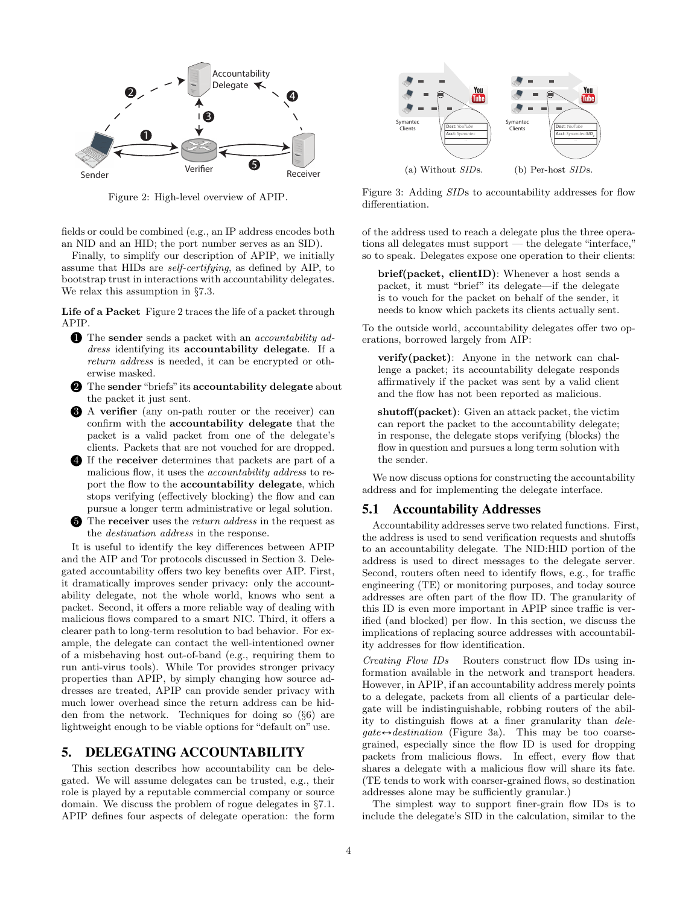Figure 2: High-level overview of APIP.

Figure 3: Adding *SID*s to accountability addresses for flow differentiation.

(a) Without *SID*s. (b) Per-host *SID*s.

fields or could be combined (e.g., an IP address encodes both an NID and an HID; the port number serves as an SID).

Finally, to simplify our description of APIP, we initially assume that HIDs are *self-certifying*, as defined by AIP, to bootstrap trust in interactions with accountability delegates. We relax this assumption in §7.3.

**Life of a Packet** Figure 2 traces the life of a packet through APIP.

1. The **sender** sends a packet with an *accountability address* identifying its **accountability delegate**. If a *return address* is needed, it can be encrypted or otherwise masked.
2. The **sender** "briefs" its **accountability delegate** about the packet it just sent.
3. A **verifier** (any on-path router or the receiver) can confirm with the **accountability delegate** that the packet is a valid packet from one of the delegate's clients. Packets that are not vouched for are dropped.
4. If the **receiver** determines that packets are part of a malicious flow, it uses the *accountability address* to report the flow to the **accountability delegate**, which stops verifying (effectively blocking) the flow and can pursue a longer term administrative or legal solution.
5. The **receiver** uses the *return address* in the request as the *destination address* in the response.

It is useful to identify the key differences between APIP and the AIP and Tor protocols discussed in Section 3. Delegated accountability offers two key benefits over AIP. First, it dramatically improves sender privacy: only the accountability delegate, not the whole world, knows who sent a packet. Second, it offers a more reliable way of dealing with malicious flows compared to a smart NIC. Third, it offers a clearer path to long-term resolution to bad behavior. For example, the delegate can contact the well-intentioned owner of a misbehaving host out-of-band (e.g., requiring them to run anti-virus tools). While Tor provides stronger privacy properties than APIP, by simply changing how source addresses are treated, APIP can provide sender privacy with much lower overhead since the return address can be hidden from the network. Techniques for doing so (§6) are lightweight enough to be viable options for "default on" use.

# 5. DELEGATING ACCOUNTABILITY

This section describes how accountability can be delegated. We will assume delegates can be trusted, e.g., their role is played by a reputable commercial company or source domain. We discuss the problem of rogue delegates in §7.1. APIP defines four aspects of delegate operation: the form of the address used to reach a delegate plus the three operations all delegates must support — the delegate "interface," so to speak. Delegates expose one operation to their clients:

> **brief(packet, clientID)**: Whenever a host sends a packet, it must "brief" its delegate—if the delegate is to vouch for the packet on behalf of the sender, it needs to know which packets its clients actually sent.

To the outside world, accountability delegates offer two operations, borrowed largely from AIP:

> **verify(packet)**: Anyone in the network can challenge a packet; its accountability delegate responds affirmatively if the packet was sent by a valid client and the flow has not been reported as malicious.

> **shutoff(packet)**: Given an attack packet, the victim can report the packet to the accountability delegate; in response, the delegate stops verifying (blocks) the flow in question and pursues a long term solution with the sender.

We now discuss options for constructing the accountability address and for implementing the delegate interface.

## 5.1 Accountability Addresses

Accountability addresses serve two related functions. First, the address is used to send verification requests and shutoffs to an accountability delegate. The NID:HID portion of the address is used to direct messages to the delegate server. Second, routers often need to identify flows, e.g., for traffic engineering (TE) or monitoring purposes, and today source addresses are often part of the flow ID. The granularity of this ID is even more important in APIP since traffic is verified (and blocked) per flow. In this section, we discuss the implications of replacing source addresses with accountability addresses for flow identification.

*Creating Flow IDs* Routers construct flow IDs using information available in the network and transport headers. However, in APIP, if an accountability address merely points to a delegate, packets from all clients of a particular delegate will be indistinguishable, robbing routers of the ability to distinguish flows at a finer granularity than *delegate*↔*destination* (Figure 3a). This may be too coarse-grained, especially since the flow ID is used for dropping packets from malicious flows. In effect, every flow that shares a delegate with a malicious flow will share its fate. (TE tends to work with coarser-grained flows, so destination addresses alone may be sufficiently granular.)

The simplest way to support finer-grain flow IDs is to include the delegate's SID in the calculation, similar to the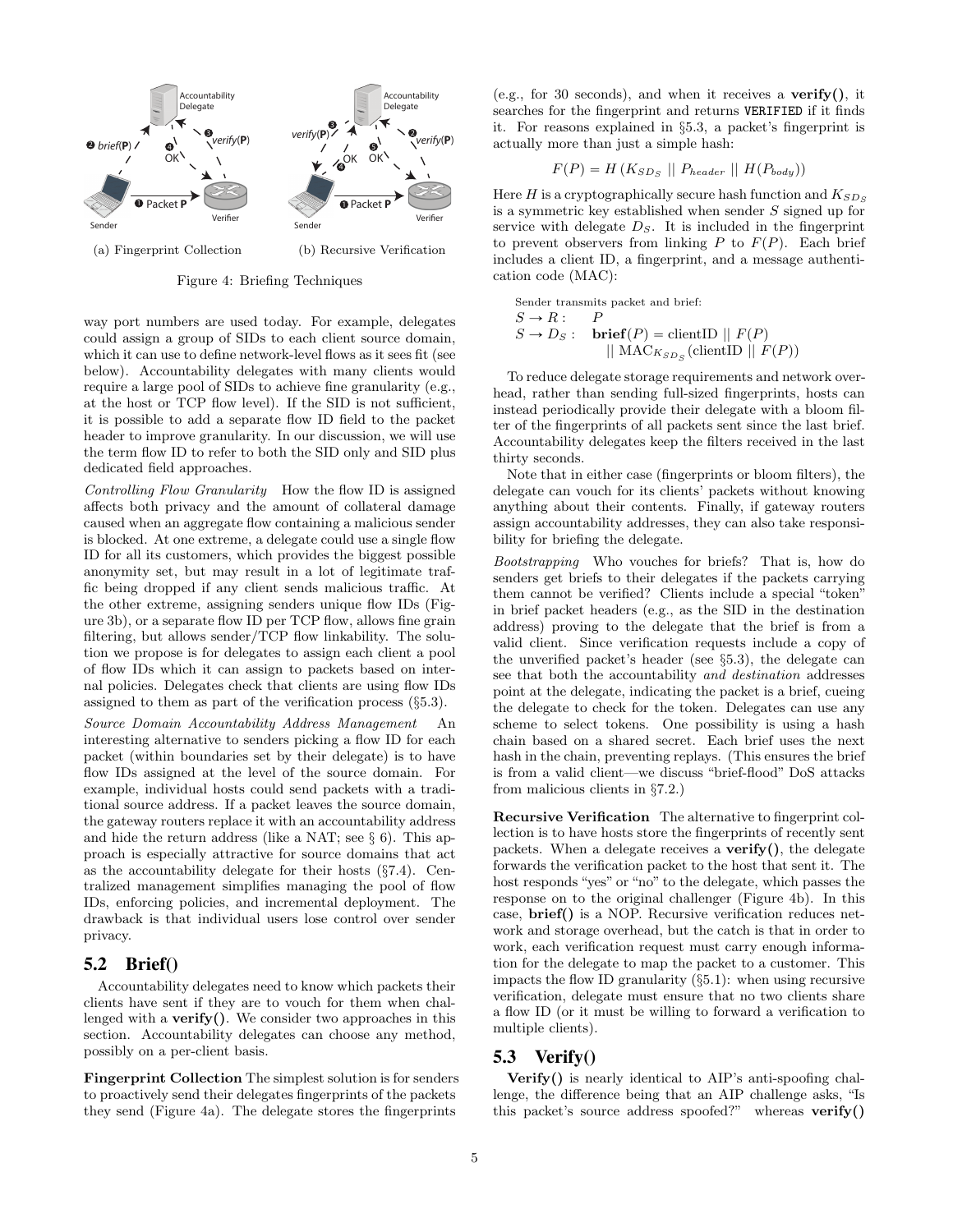(a) Fingerprint Collection (b) Recursive Verification

Figure 4: Briefing Techniques

way port numbers are used today. For example, delegates could assign a group of SIDs to each client source domain, which it can use to define network-level flows as it sees fit (see below). Accountability delegates with many clients would require a large pool of SIDs to achieve fine granularity (e.g., at the host or TCP flow level). If the SID is not sufficient, it is possible to add a separate flow ID field to the packet header to improve granularity. In our discussion, we will use the term flow ID to refer to both the SID only and SID plus dedicated field approaches.

*Controlling Flow Granularity* How the flow ID is assigned affects both privacy and the amount of collateral damage caused when an aggregate flow containing a malicious sender is blocked. At one extreme, a delegate could use a single flow ID for all its customers, which provides the biggest possible anonymity set, but may result in a lot of legitimate traffic being dropped if any client sends malicious traffic. At the other extreme, assigning senders unique flow IDs (Figure 3b), or a separate flow ID per TCP flow, allows fine grain filtering, but allows sender/TCP flow linkability. The solution we propose is for delegates to assign each client a pool of flow IDs which it can assign to packets based on internal policies. Delegates check that clients are using flow IDs assigned to them as part of the verification process (§5.3).

*Source Domain Accountability Address Management* An interesting alternative to senders picking a flow ID for each packet (within boundaries set by their delegate) is to have flow IDs assigned at the level of the source domain. For example, individual hosts could send packets with a traditional source address. If a packet leaves the source domain, the gateway routers replace it with an accountability address and hide the return address (like a NAT; see § 6). This approach is especially attractive for source domains that act as the accountability delegate for their hosts (§7.4). Centralized management simplifies managing the pool of flow IDs, enforcing policies, and incremental deployment. The drawback is that individual users lose control over sender privacy.

## 5.2 Brief()

Accountability delegates need to know which packets their clients have sent if they are to vouch for them when challenged with a **verify()**. We consider two approaches in this section. Accountability delegates can choose any method, possibly on a per-client basis.

**Fingerprint Collection** The simplest solution is for senders to proactively send their delegates fingerprints of the packets they send (Figure 4a). The delegate stores the fingerprints (e.g., for 30 seconds), and when it receives a **verify()**, it searches for the fingerprint and returns `VERIFIED` if it finds it. For reasons explained in §5.3, a packet's fingerprint is actually more than just a simple hash:

$$F(P) = H\left(K_{SD_S} \mid\mid P_{header} \mid\mid H(P_{body})\right)$$

Here $H$ is a cryptographically secure hash function and $K_{SD_S}$ is a symmetric key established when sender $S$ signed up for service with delegate $D_S$. It is included in the fingerprint to prevent observers from linking $P$ to $F(P)$. Each brief includes a client ID, a fingerprint, and a message authentication code (MAC):

Sender transmits packet and brief:

$$S \rightarrow R: \quad P$$
$$S \rightarrow D_S: \quad \textbf{brief}(P) = \text{clientID} \mid\mid F(P) \mid\mid \text{MAC}_{K_{SD_S}}(\text{clientID} \mid\mid F(P))$$

To reduce delegate storage requirements and network overhead, rather than sending full-sized fingerprints, hosts can instead periodically provide their delegate with a bloom filter of the fingerprints of all packets sent since the last brief. Accountability delegates keep the filters received in the last thirty seconds.

Note that in either case (fingerprints or bloom filters), the delegate can vouch for its clients' packets without knowing anything about their contents. Finally, if gateway routers assign accountability addresses, they can also take responsibility for briefing the delegate.

*Bootstrapping* Who vouches for briefs? That is, how do senders get briefs to their delegates if the packets carrying them cannot be verified? Clients include a special "token" in brief packet headers (e.g., as the SID in the destination address) proving to the delegate that the brief is from a valid client. Since verification requests include a copy of the unverified packet's header (see §5.3), the delegate can see that both the accountability *and destination* addresses point at the delegate, indicating the packet is a brief, cueing the delegate to check for the token. Delegates can use any scheme to select tokens. One possibility is using a hash chain based on a shared secret. Each brief uses the next hash in the chain, preventing replays. (This ensures the brief is from a valid client—we discuss "brief-flood" DoS attacks from malicious clients in §7.2.)

**Recursive Verification** The alternative to fingerprint collection is to have hosts store the fingerprints of recently sent packets. When a delegate receives a **verify()**, the delegate forwards the verification packet to the host that sent it. The host responds "yes" or "no" to the delegate, which passes the response on to the original challenger (Figure 4b). In this case, **brief()** is a NOP. Recursive verification reduces network and storage overhead, but the catch is that in order to work, each verification request must carry enough information for the delegate to map the packet to a customer. This impacts the flow ID granularity (§5.1): when using recursive verification, delegate must ensure that no two clients share a flow ID (or it must be willing to forward a verification to multiple clients).

## 5.3 Verify()

**Verify()** is nearly identical to AIP's anti-spoofing challenge, the difference being that an AIP challenge asks, "Is this packet's source address spoofed?" whereas **verify()**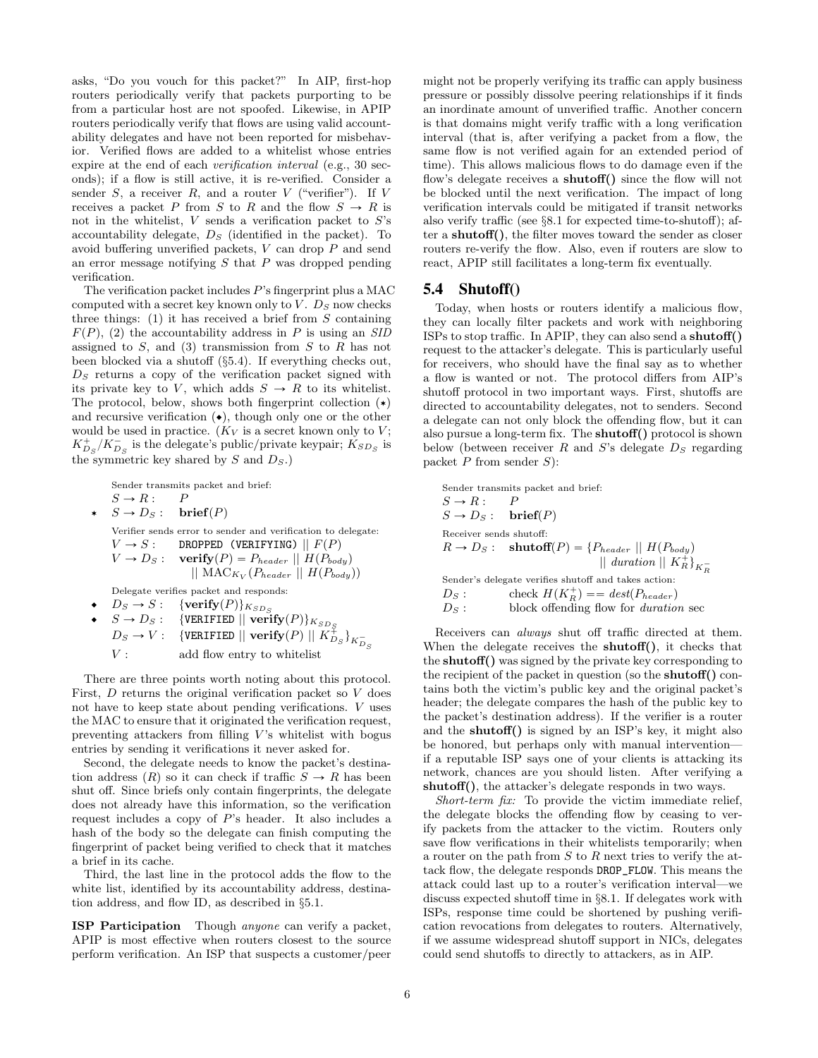asks, "Do you vouch for this packet?" In AIP, first-hop routers periodically verify that packets purporting to be from a particular host are not spoofed. Likewise, in APIP routers periodically verify that flows are using valid accountability delegates and have not been reported for misbehavior. Verified flows are added to a whitelist whose entries expire at the end of each *verification interval* (e.g., 30 seconds); if a flow is still active, it is re-verified. Consider a sender $S$, a receiver $R$, and a router $V$ ("verifier"). If $V$ receives a packet $P$ from $S$ to $R$ and the flow $S \rightarrow R$ is not in the whitelist, $V$ sends a verification packet to $S$'s accountability delegate, $D_S$ (identified in the packet). To avoid buffering unverified packets, $V$ can drop $P$ and send an error message notifying $S$ that $P$ was dropped pending verification.

The verification packet includes $P$'s fingerprint plus a MAC computed with a secret key known only to $V$. $D_S$ now checks three things: (1) it has received a brief from $S$ containing $F(P)$, (2) the accountability address in $P$ is using an *SID* assigned to $S$, and (3) transmission from $S$ to $R$ has not been blocked via a shutoff (§5.4). If everything checks out, $D_S$ returns a copy of the verification packet signed with its private key to $V$, which adds $S \rightarrow R$ to its whitelist. The protocol, below, shows both fingerprint collection ($\star$) and recursive verification ($\blacklozenge$), though only one or the other would be used in practice. ($K_V$ is a secret known only to $V$; $K^+_{D_S}/K^-_{D_S}$ is the delegate's public/private keypair; $K_{SD_S}$ is the symmetric key shared by $S$ and $D_S$.)

Sender transmits packet and brief:

$S \rightarrow R$ : $P$

$\star$ $S \rightarrow D_S$ : **brief**$(P)$

Verifier sends error to sender and verification to delegate:

$V \rightarrow S$ : `DROPPED (VERIFYING)` $\|\ F(P)$

$V \rightarrow D_S$ : **verify**$(P) = P_{header} \ \|\ H(P_{body}) \ \|\ \mathrm{MAC}_{K_V}(P_{header} \ \|\ H(P_{body}))$

Delegate verifies packet and responds:

$\blacklozenge$ $D_S \rightarrow S$ : $\{\mathbf{verify}(P)\}_{K_{SD_S}}$

$\blacklozenge$ $S \rightarrow D_S$ : $\{$`VERIFIED` $\|\ \mathbf{verify}(P)\}_{K_{SD_S}}$

$D_S \rightarrow V$ : $\{$`VERIFIED` $\|\ \mathbf{verify}(P) \ \|\ K^+_{D_S}\}_{K^-_{D_S}}$

$V$ : add flow entry to whitelist

There are three points worth noting about this protocol. First, $D$ returns the original verification packet so $V$ does not have to keep state about pending verifications. $V$ uses the MAC to ensure that it originated the verification request, preventing attackers from filling $V$'s whitelist with bogus entries by sending it verifications it never asked for.

Second, the delegate needs to know the packet's destination address ($R$) so it can check if traffic $S \rightarrow R$ has been shut off. Since briefs only contain fingerprints, the delegate does not already have this information, so the verification request includes a copy of $P$'s header. It also includes a hash of the body so the delegate can finish computing the fingerprint of packet being verified to check that it matches a brief in its cache.

Third, the last line in the protocol adds the flow to the white list, identified by its accountability address, destination address, and flow ID, as described in §5.1.

**ISP Participation** Though *anyone* can verify a packet, APIP is most effective when routers closest to the source perform verification. An ISP that suspects a customer/peer might not be properly verifying its traffic can apply business pressure or possibly dissolve peering relationships if it finds an inordinate amount of unverified traffic. Another concern is that domains might verify traffic with a long verification interval (that is, after verifying a packet from a flow, the same flow is not verified again for an extended period of time). This allows malicious flows to do damage even if the flow's delegate receives a **shutoff()** since the flow will not be blocked until the next verification. The impact of long verification intervals could be mitigated if transit networks also verify traffic (see §8.1 for expected time-to-shutoff); after a **shutoff()**, the filter moves toward the sender as closer routers re-verify the flow. Also, even if routers are slow to react, APIP still facilitates a long-term fix eventually.

## 5.4 Shutoff()

Today, when hosts or routers identify a malicious flow, they can locally filter packets and work with neighboring ISPs to stop traffic. In APIP, they can also send a **shutoff()** request to the attacker's delegate. This is particularly useful for receivers, who should have the final say as to whether a flow is wanted or not. The protocol differs from AIP's shutoff protocol in two important ways. First, shutoffs are directed to accountability delegates, not to senders. Second a delegate can not only block the offending flow, but it can also pursue a long-term fix. The **shutoff()** protocol is shown below (between receiver $R$ and $S$'s delegate $D_S$ regarding packet $P$ from sender $S$):

Sender transmits packet and brief:

$S \rightarrow R$ : $P$

$S \rightarrow D_S$ : **brief**$(P)$

Receiver sends shutoff:

$R \rightarrow D_S$ : **shutoff**$(P) = \{P_{header} \ \|\ H(P_{body}) \ \|\ duration \ \|\ K^+_R\}_{K^-_R}$

Sender's delegate verifies shutoff and takes action:

$D_S$ : check $H(K^+_R) == dest(P_{header})$

$D_S$ : block offending flow for *duration* sec

Receivers can *always* shut off traffic directed at them. When the delegate receives the **shutoff()**, it checks that the **shutoff()** was signed by the private key corresponding to the recipient of the packet in question (so the **shutoff()** contains both the victim's public key and the original packet's header; the delegate compares the hash of the public key to the packet's destination address). If the verifier is a router and the **shutoff()** is signed by an ISP's key, it might also be honored, but perhaps only with manual intervention—if a reputable ISP says one of your clients is attacking its network, chances are you should listen. After verifying a **shutoff()**, the attacker's delegate responds in two ways.

*Short-term fix:* To provide the victim immediate relief, the delegate blocks the offending flow by ceasing to verify packets from the attacker to the victim. Routers only save flow verifications in their whitelists temporarily; when a router on the path from $S$ to $R$ next tries to verify the attack flow, the delegate responds `DROP_FLOW`. This means the attack could last up to a router's verification interval—we discuss expected shutoff time in §8.1. If delegates work with ISPs, response time could be shortened by pushing verification revocations from delegates to routers. Alternatively, if we assume widespread shutoff support in NICs, delegates could send shutoffs to directly to attackers, as in AIP.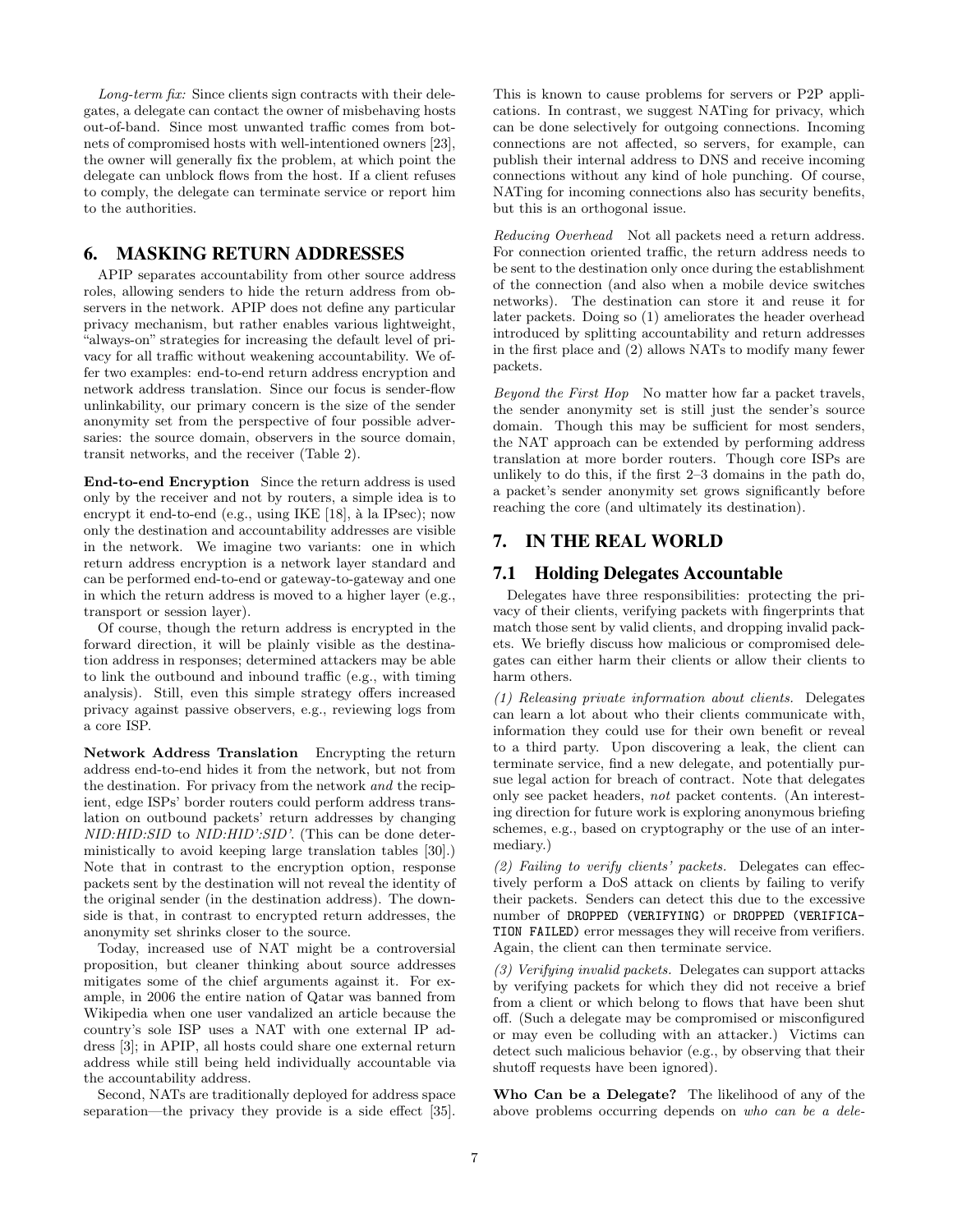*Long-term fix:* Since clients sign contracts with their delegates, a delegate can contact the owner of misbehaving hosts out-of-band. Since most unwanted traffic comes from botnets of compromised hosts with well-intentioned owners [23], the owner will generally fix the problem, at which point the delegate can unblock flows from the host. If a client refuses to comply, the delegate can terminate service or report him to the authorities.

# 6. MASKING RETURN ADDRESSES

APIP separates accountability from other source address roles, allowing senders to hide the return address from observers in the network. APIP does not define any particular privacy mechanism, but rather enables various lightweight, "always-on" strategies for increasing the default level of privacy for all traffic without weakening accountability. We offer two examples: end-to-end return address encryption and network address translation. Since our focus is sender-flow unlinkability, our primary concern is the size of the sender anonymity set from the perspective of four possible adversaries: the source domain, observers in the source domain, transit networks, and the receiver (Table 2).

**End-to-end Encryption** Since the return address is used only by the receiver and not by routers, a simple idea is to encrypt it end-to-end (e.g., using IKE [18], à la IPsec); now only the destination and accountability addresses are visible in the network. We imagine two variants: one in which return address encryption is a network layer standard and can be performed end-to-end or gateway-to-gateway and one in which the return address is moved to a higher layer (e.g., transport or session layer).

Of course, though the return address is encrypted in the forward direction, it will be plainly visible as the destination address in responses; determined attackers may be able to link the outbound and inbound traffic (e.g., with timing analysis). Still, even this simple strategy offers increased privacy against passive observers, e.g., reviewing logs from a core ISP.

**Network Address Translation** Encrypting the return address end-to-end hides it from the network, but not from the destination. For privacy from the network *and* the recipient, edge ISPs' border routers could perform address translation on outbound packets' return addresses by changing *NID:HID:SID* to *NID:HID':SID'*. (This can be done deterministically to avoid keeping large translation tables [30].) Note that in contrast to the encryption option, response packets sent by the destination will not reveal the identity of the original sender (in the destination address). The downside is that, in contrast to encrypted return addresses, the anonymity set shrinks closer to the source.

Today, increased use of NAT might be a controversial proposition, but cleaner thinking about source addresses mitigates some of the chief arguments against it. For example, in 2006 the entire nation of Qatar was banned from Wikipedia when one user vandalized an article because the country's sole ISP uses a NAT with one external IP address [3]; in APIP, all hosts could share one external return address while still being held individually accountable via the accountability address.

Second, NATs are traditionally deployed for address space separation—the privacy they provide is a side effect [35]. This is known to cause problems for servers or P2P applications. In contrast, we suggest NATing for privacy, which can be done selectively for outgoing connections. Incoming connections are not affected, so servers, for example, can publish their internal address to DNS and receive incoming connections without any kind of hole punching. Of course, NATing for incoming connections also has security benefits, but this is an orthogonal issue.

*Reducing Overhead* Not all packets need a return address. For connection oriented traffic, the return address needs to be sent to the destination only once during the establishment of the connection (and also when a mobile device switches networks). The destination can store it and reuse it for later packets. Doing so (1) ameliorates the header overhead introduced by splitting accountability and return addresses in the first place and (2) allows NATs to modify many fewer packets.

*Beyond the First Hop* No matter how far a packet travels, the sender anonymity set is still just the sender's source domain. Though this may be sufficient for most senders, the NAT approach can be extended by performing address translation at more border routers. Though core ISPs are unlikely to do this, if the first 2–3 domains in the path do, a packet's sender anonymity set grows significantly before reaching the core (and ultimately its destination).

# 7. IN THE REAL WORLD

## 7.1 Holding Delegates Accountable

Delegates have three responsibilities: protecting the privacy of their clients, verifying packets with fingerprints that match those sent by valid clients, and dropping invalid packets. We briefly discuss how malicious or compromised delegates can either harm their clients or allow their clients to harm others.

*(1) Releasing private information about clients.* Delegates can learn a lot about who their clients communicate with, information they could use for their own benefit or reveal to a third party. Upon discovering a leak, the client can terminate service, find a new delegate, and potentially pursue legal action for breach of contract. Note that delegates only see packet headers, *not* packet contents. (An interesting direction for future work is exploring anonymous briefing schemes, e.g., based on cryptography or the use of an intermediary.)

*(2) Failing to verify clients' packets.* Delegates can effectively perform a DoS attack on clients by failing to verify their packets. Senders can detect this due to the excessive number of `DROPPED (VERIFYING)` or `DROPPED (VERIFICATION FAILED)` error messages they will receive from verifiers. Again, the client can then terminate service.

*(3) Verifying invalid packets.* Delegates can support attacks by verifying packets for which they did not receive a brief from a client or which belong to flows that have been shut off. (Such a delegate may be compromised or misconfigured or may even be colluding with an attacker.) Victims can detect such malicious behavior (e.g., by observing that their shutoff requests have been ignored).

**Who Can be a Delegate?** The likelihood of any of the above problems occurring depends on *who can be a dele-*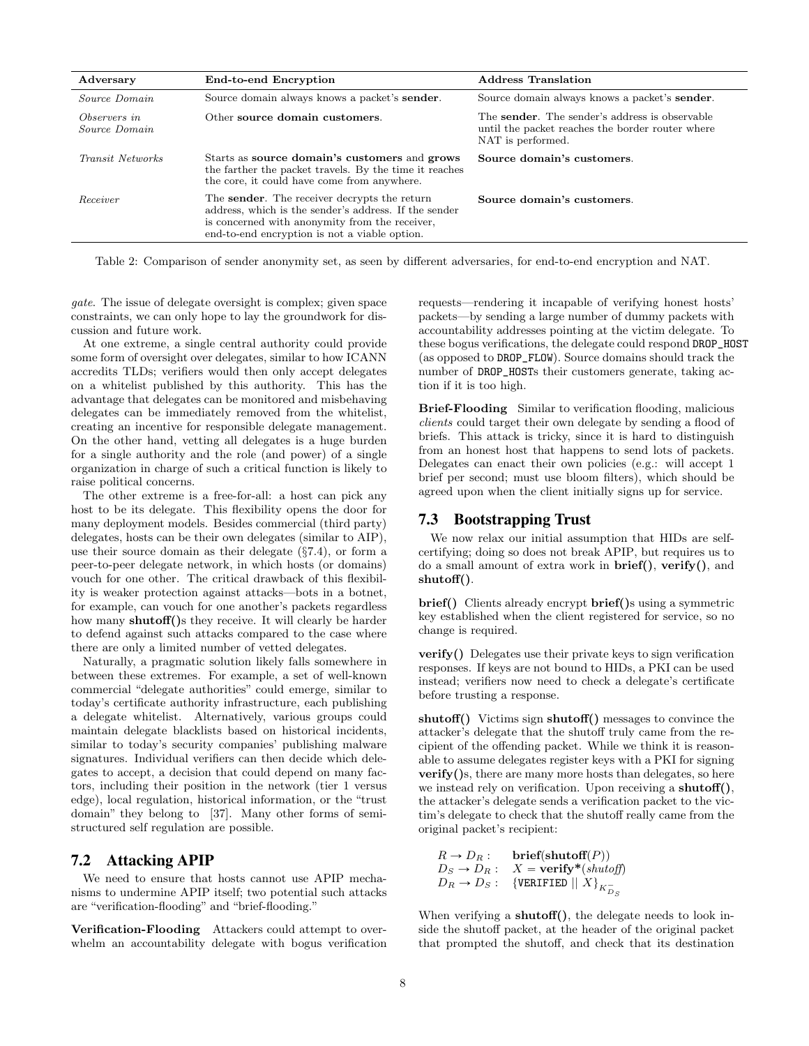| Adversary | End-to-end Encryption | Address Translation |
|---|---|---|
| *Source Domain* | Source domain always knows a packet's **sender**. | Source domain always knows a packet's **sender**. |
| *Observers in Source Domain* | Other **source domain customers**. | The **sender**. The sender's address is observable until the packet reaches the border router where NAT is performed. |
| *Transit Networks* | Starts as **source domain's customers** and **grows** the farther the packet travels. By the time it reaches the core, it could have come from anywhere. | **Source domain's customers**. |
| *Receiver* | The **sender**. The receiver decrypts the return address, which is the sender's address. If the sender is concerned with anonymity from the receiver, end-to-end encryption is not a viable option. | **Source domain's customers**. |

Table 2: Comparison of sender anonymity set, as seen by different adversaries, for end-to-end encryption and NAT.

*gate*. The issue of delegate oversight is complex; given space constraints, we can only hope to lay the groundwork for discussion and future work.

At one extreme, a single central authority could provide some form of oversight over delegates, similar to how ICANN accredits TLDs; verifiers would then only accept delegates on a whitelist published by this authority. This has the advantage that delegates can be monitored and misbehaving delegates can be immediately removed from the whitelist, creating an incentive for responsible delegate management. On the other hand, vetting all delegates is a huge burden for a single authority and the role (and power) of a single organization in charge of such a critical function is likely to raise political concerns.

The other extreme is a free-for-all: a host can pick any host to be its delegate. This flexibility opens the door for many deployment models. Besides commercial (third party) delegates, hosts can be their own delegates (similar to AIP), use their source domain as their delegate (§7.4), or form a peer-to-peer delegate network, in which hosts (or domains) vouch for one other. The critical drawback of this flexibility is weaker protection against attacks—bots in a botnet, for example, can vouch for one another's packets regardless how many **shutoff()**s they receive. It will clearly be harder to defend against such attacks compared to the case where there are only a limited number of vetted delegates.

Naturally, a pragmatic solution likely falls somewhere in between these extremes. For example, a set of well-known commercial "delegate authorities" could emerge, similar to today's certificate authority infrastructure, each publishing a delegate whitelist. Alternatively, various groups could maintain delegate blacklists based on historical incidents, similar to today's security companies' publishing malware signatures. Individual verifiers can then decide which delegates to accept, a decision that could depend on many factors, including their position in the network (tier 1 versus edge), local regulation, historical information, or the "trust domain" they belong to [37]. Many other forms of semi-structured self regulation are possible.

## 7.2 Attacking APIP

We need to ensure that hosts cannot use APIP mechanisms to undermine APIP itself; two potential such attacks are "verification-flooding" and "brief-flooding."

**Verification-Flooding** Attackers could attempt to overwhelm an accountability delegate with bogus verification requests—rendering it incapable of verifying honest hosts' packets—by sending a large number of dummy packets with accountability addresses pointing at the victim delegate. To these bogus verifications, the delegate could respond `DROP_HOST` (as opposed to `DROP_FLOW`). Source domains should track the number of `DROP_HOST`s their customers generate, taking action if it is too high.

**Brief-Flooding** Similar to verification flooding, malicious *clients* could target their own delegate by sending a flood of briefs. This attack is tricky, since it is hard to distinguish from an honest host that happens to send lots of packets. Delegates can enact their own policies (e.g.: will accept 1 brief per second; must use bloom filters), which should be agreed upon when the client initially signs up for service.

## 7.3 Bootstrapping Trust

We now relax our initial assumption that HIDs are self-certifying; doing so does not break APIP, but requires us to do a small amount of extra work in **brief()**, **verify()**, and **shutoff()**.

**brief()** Clients already encrypt **brief()**s using a symmetric key established when the client registered for service, so no change is required.

**verify()** Delegates use their private keys to sign verification responses. If keys are not bound to HIDs, a PKI can be used instead; verifiers now need to check a delegate's certificate before trusting a response.

**shutoff()** Victims sign **shutoff()** messages to convince the attacker's delegate that the shutoff truly came from the recipient of the offending packet. While we think it is reasonable to assume delegates register keys with a PKI for signing **verify()**s, there are many more hosts than delegates, so here we instead rely on verification. Upon receiving a **shutoff()**, the attacker's delegate sends a verification packet to the victim's delegate to check that the shutoff really came from the original packet's recipient:

$$
\begin{aligned}
R \rightarrow D_R: &\quad \textbf{brief}(\textbf{shutoff}(P)) \\
D_S \rightarrow D_R: &\quad X = \textbf{verify*}(\textit{shutoff}) \\
D_R \rightarrow D_S: &\quad \{\texttt{VERIFIED} \mid\mid X\}_{K^-_{D_S}}
\end{aligned}
$$

When verifying a **shutoff()**, the delegate needs to look inside the shutoff packet, at the header of the original packet that prompted the shutoff, and check that its destination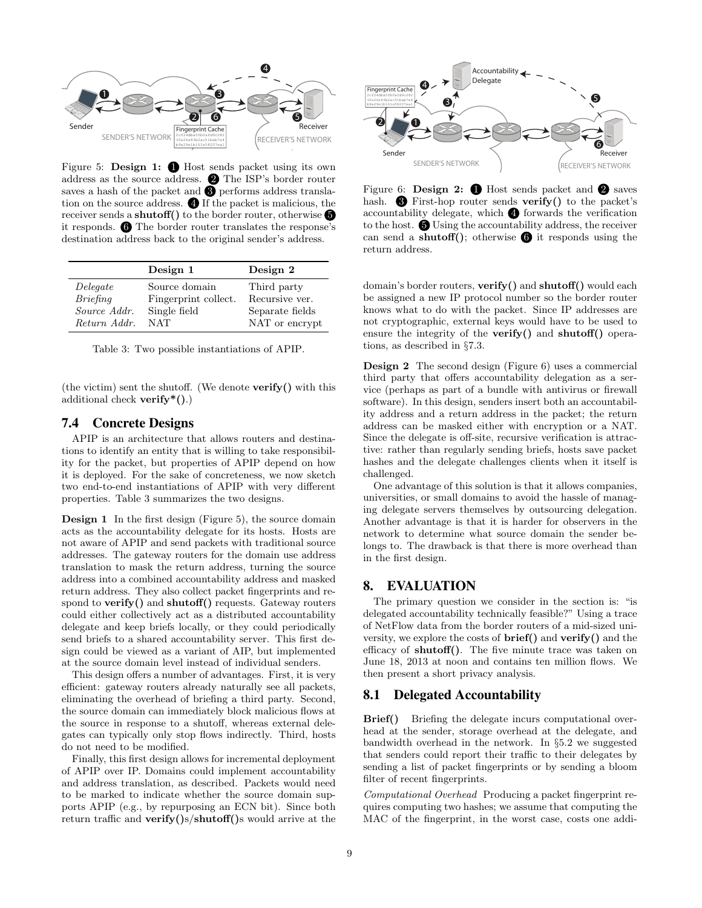Figure 5: **Design 1:** ❶ Host sends packet using its own address as the source address. ❷ The ISP's border router saves a hash of the packet and ❸ performs address translation on the source address. ❹ If the packet is malicious, the receiver sends a **shutoff()** to the border router, otherwise ❺ it responds. ❻ The border router translates the response's destination address back to the original sender's address.

|  | **Design 1** | **Design 2** |
|---|---|---|
| *Delegate* | Source domain | Third party |
| *Briefing* | Fingerprint collect. | Recursive ver. |
| *Source Addr.* | Single field | Separate fields |
| *Return Addr.* | NAT | NAT or encrypt |

Table 3: Two possible instantiations of APIP.

(the victim) sent the shutoff. (We denote **verify()** with this additional check **verify*()**.)

## 7.4 Concrete Designs

APIP is an architecture that allows routers and destinations to identify an entity that is willing to take responsibility for the packet, but properties of APIP depend on how it is deployed. For the sake of concreteness, we now sketch two end-to-end instantiations of APIP with very different properties. Table 3 summarizes the two designs.

**Design 1** In the first design (Figure 5), the source domain acts as the accountability delegate for its hosts. Hosts are not aware of APIP and send packets with traditional source addresses. The gateway routers for the domain use address translation to mask the return address, turning the source address into a combined accountability address and masked return address. They also collect packet fingerprints and respond to **verify()** and **shutoff()** requests. Gateway routers could either collectively act as a distributed accountability delegate and keep briefs locally, or they could periodically send briefs to a shared accountability server. This first design could be viewed as a variant of AIP, but implemented at the source domain level instead of individual senders.

This design offers a number of advantages. First, it is very efficient: gateway routers already naturally see all packets, eliminating the overhead of briefing a third party. Second, the source domain can immediately block malicious flows at the source in response to a shutoff, whereas external delegates can typically only stop flows indirectly. Third, hosts do not need to be modified.

Finally, this first design allows for incremental deployment of APIP over IP. Domains could implement accountability and address translation, as described. Packets would need to be marked to indicate whether the source domain supports APIP (e.g., by repurposing an ECN bit). Since both return traffic and **verify()**s/**shutoff()**s would arrive at the domain's border routers, **verify()** and **shutoff()** would each be assigned a new IP protocol number so the border router knows what to do with the packet. Since IP addresses are not cryptographic, external keys would have to be used to ensure the integrity of the **verify()** and **shutoff()** operations, as described in §7.3.

Figure 6: **Design 2:** ❶ Host sends packet and ❷ saves hash. ❸ First-hop router sends **verify()** to the packet's accountability delegate, which ❹ forwards the verification to the host. ❺ Using the accountability address, the receiver can send a **shutoff()**; otherwise ❻ it responds using the return address.

**Design 2** The second design (Figure 6) uses a commercial third party that offers accountability delegation as a service (perhaps as part of a bundle with antivirus or firewall software). In this design, senders insert both an accountability address and a return address in the packet; the return address can be masked either with encryption or a NAT. Since the delegate is off-site, recursive verification is attractive: rather than regularly sending briefs, hosts save packet hashes and the delegate challenges clients when it itself is challenged.

One advantage of this solution is that it allows companies, universities, or small domains to avoid the hassle of managing delegate servers themselves by outsourcing delegation. Another advantage is that it is harder for observers in the network to determine what source domain the sender belongs to. The drawback is that there is more overhead than in the first design.

# 8. EVALUATION

The primary question we consider in the section is: "is delegated accountability technically feasible?" Using a trace of NetFlow data from the border routers of a mid-sized university, we explore the costs of **brief()** and **verify()** and the efficacy of **shutoff()**. The five minute trace was taken on June 18, 2013 at noon and contains ten million flows. We then present a short privacy analysis.

## 8.1 Delegated Accountability

**Brief()** Briefing the delegate incurs computational overhead at the sender, storage overhead at the delegate, and bandwidth overhead in the network. In §5.2 we suggested that senders could report their traffic to their delegates by sending a list of packet fingerprints or by sending a bloom filter of recent fingerprints.

*Computational Overhead* Producing a packet fingerprint requires computing two hashes; we assume that computing the MAC of the fingerprint, in the worst case, costs one addi-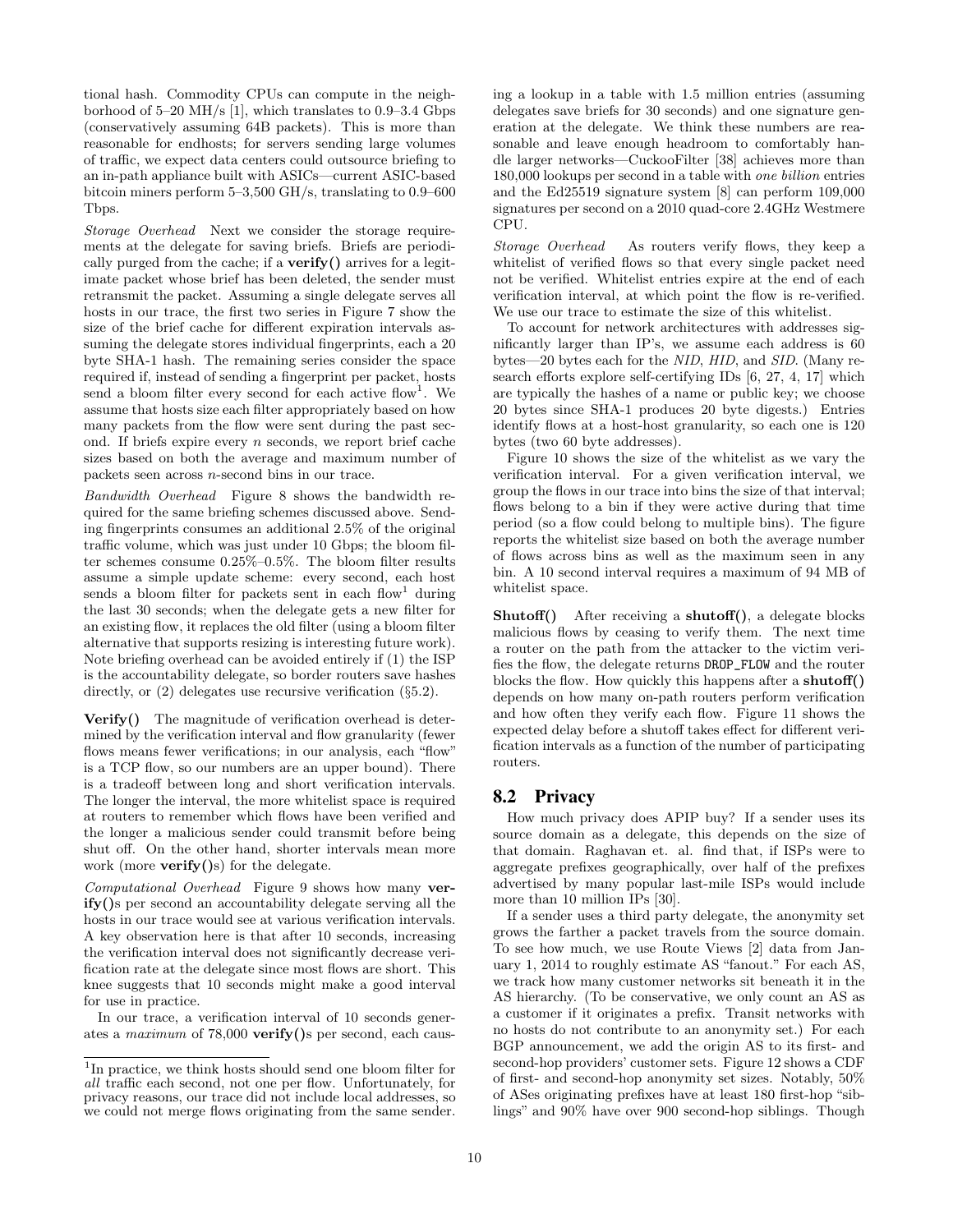tional hash. Commodity CPUs can compute in the neighborhood of 5–20 MH/s [1], which translates to 0.9–3.4 Gbps (conservatively assuming 64B packets). This is more than reasonable for endhosts; for servers sending large volumes of traffic, we expect data centers could outsource briefing to an in-path appliance built with ASICs—current ASIC-based bitcoin miners perform 5–3,500 GH/s, translating to 0.9–600 Tbps.

*Storage Overhead* Next we consider the storage requirements at the delegate for saving briefs. Briefs are periodically purged from the cache; if a **verify()** arrives for a legitimate packet whose brief has been deleted, the sender must retransmit the packet. Assuming a single delegate serves all hosts in our trace, the first two series in Figure 7 show the size of the brief cache for different expiration intervals assuming the delegate stores individual fingerprints, each a 20 byte SHA-1 hash. The remaining series consider the space required if, instead of sending a fingerprint per packet, hosts send a bloom filter every second for each active flow[1]. We assume that hosts size each filter appropriately based on how many packets from the flow were sent during the past second. If briefs expire every $n$ seconds, we report brief cache sizes based on both the average and maximum number of packets seen across $n$-second bins in our trace.

*Bandwidth Overhead* Figure 8 shows the bandwidth required for the same briefing schemes discussed above. Sending fingerprints consumes an additional 2.5% of the original traffic volume, which was just under 10 Gbps; the bloom filter schemes consume 0.25%–0.5%. The bloom filter results assume a simple update scheme: every second, each host sends a bloom filter for packets sent in each flow[1] during the last 30 seconds; when the delegate gets a new filter for an existing flow, it replaces the old filter (using a bloom filter alternative that supports resizing is interesting future work). Note briefing overhead can be avoided entirely if (1) the ISP is the accountability delegate, so border routers save hashes directly, or (2) delegates use recursive verification (§5.2).

**Verify()** The magnitude of verification overhead is determined by the verification interval and flow granularity (fewer flows means fewer verifications; in our analysis, each "flow" is a TCP flow, so our numbers are an upper bound). There is a tradeoff between long and short verification intervals. The longer the interval, the more whitelist space is required at routers to remember which flows have been verified and the longer a malicious sender could transmit before being shut off. On the other hand, shorter intervals mean more work (more **verify()**s) for the delegate.

*Computational Overhead* Figure 9 shows how many **verify()**s per second an accountability delegate serving all the hosts in our trace would see at various verification intervals. A key observation here is that after 10 seconds, increasing the verification interval does not significantly decrease verification rate at the delegate since most flows are short. This knee suggests that 10 seconds might make a good interval for use in practice.

In our trace, a verification interval of 10 seconds generates a *maximum* of 78,000 **verify()**s per second, each causing a lookup in a table with 1.5 million entries (assuming delegates save briefs for 30 seconds) and one signature generation at the delegate. We think these numbers are reasonable and leave enough headroom to comfortably handle larger networks—CuckooFilter [38] achieves more than 180,000 lookups per second in a table with *one billion* entries and the Ed25519 signature system [8] can perform 109,000 signatures per second on a 2010 quad-core 2.4GHz Westmere CPU.

*Storage Overhead* As routers verify flows, they keep a whitelist of verified flows so that every single packet need not be verified. Whitelist entries expire at the end of each verification interval, at which point the flow is re-verified. We use our trace to estimate the size of this whitelist.

To account for network architectures with addresses significantly larger than IP's, we assume each address is 60 bytes—20 bytes each for the *NID*, *HID*, and *SID*. (Many research efforts explore self-certifying IDs [6, 27, 4, 17] which are typically the hashes of a name or public key; we choose 20 bytes since SHA-1 produces 20 byte digests.) Entries identify flows at a host-host granularity, so each one is 120 bytes (two 60 byte addresses).

Figure 10 shows the size of the whitelist as we vary the verification interval. For a given verification interval, we group the flows in our trace into bins the size of that interval; flows belong to a bin if they were active during that time period (so a flow could belong to multiple bins). The figure reports the whitelist size based on both the average number of flows across bins as well as the maximum seen in any bin. A 10 second interval requires a maximum of 94 MB of whitelist space.

**Shutoff()** After receiving a **shutoff()**, a delegate blocks malicious flows by ceasing to verify them. The next time a router on the path from the attacker to the victim verifies the flow, the delegate returns `DROP_FLOW` and the router blocks the flow. How quickly this happens after a **shutoff()** depends on how many on-path routers perform verification and how often they verify each flow. Figure 11 shows the expected delay before a shutoff takes effect for different verification intervals as a function of the number of participating routers.

## 8.2 Privacy

How much privacy does APIP buy? If a sender uses its source domain as a delegate, this depends on the size of that domain. Raghavan et. al. find that, if ISPs were to aggregate prefixes geographically, over half of the prefixes advertised by many popular last-mile ISPs would include more than 10 million IPs [30].

If a sender uses a third party delegate, the anonymity set grows the farther a packet travels from the source domain. To see how much, we use Route Views [2] data from January 1, 2014 to roughly estimate AS "fanout." For each AS, we track how many customer networks sit beneath it in the AS hierarchy. (To be conservative, we only count an AS as a customer if it originates a prefix. Transit networks with no hosts do not contribute to an anonymity set.) For each BGP announcement, we add the origin AS to its first- and second-hop providers' customer sets. Figure 12 shows a CDF of first- and second-hop anonymity set sizes. Notably, 50% of ASes originating prefixes have at least 180 first-hop "siblings" and 90% have over 900 second-hop siblings. Though

[1] In practice, we think hosts should send one bloom filter for *all* traffic each second, not one per flow. Unfortunately, for privacy reasons, our trace did not include local addresses, so we could not merge flows originating from the same sender.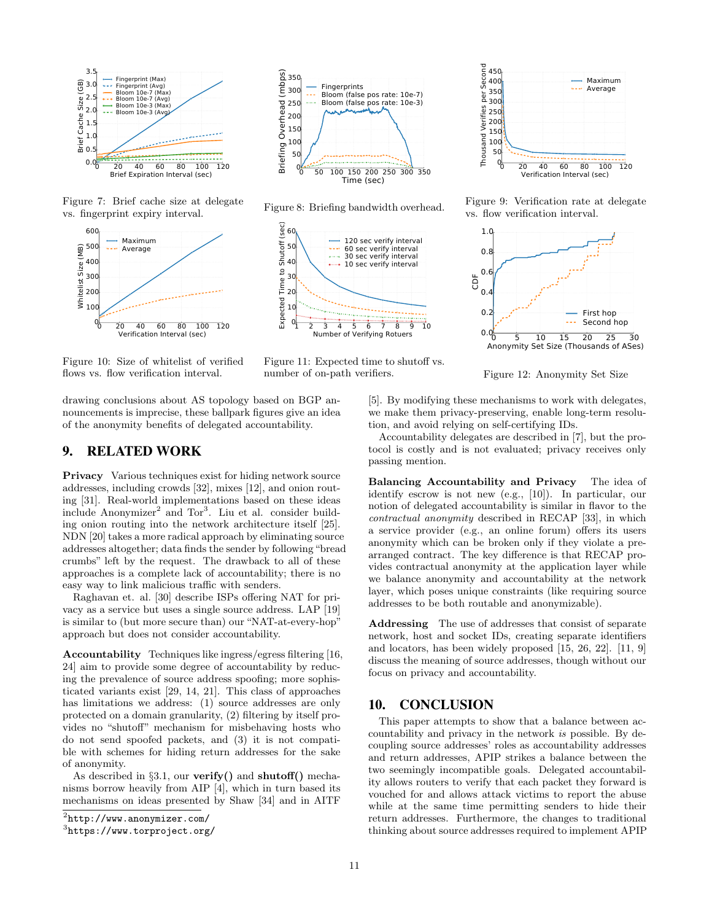Figure 7: Brief cache size at delegate vs. fingerprint expiry interval.

Figure 8: Briefing bandwidth overhead.

Figure 9: Verification rate at delegate vs. flow verification interval.

Figure 10: Size of whitelist of verified flows vs. flow verification interval.

Figure 11: Expected time to shutoff vs. number of on-path verifiers.

Figure 12: Anonymity Set Size

drawing conclusions about AS topology based on BGP announcements is imprecise, these ballpark figures give an idea of the anonymity benefits of delegated accountability.

## 9. RELATED WORK

**Privacy** Various techniques exist for hiding network source addresses, including crowds [32], mixes [12], and onion routing [31]. Real-world implementations based on these ideas include Anonymizer[2] and Tor[3]. Liu et al. consider building onion routing into the network architecture itself [25]. NDN [20] takes a more radical approach by eliminating source addresses altogether; data finds the sender by following "bread crumbs" left by the request. The drawback to all of these approaches is a complete lack of accountability; there is no easy way to link malicious traffic with senders.

Raghavan et. al. [30] describe ISPs offering NAT for privacy as a service but uses a single source address. LAP [19] is similar to (but more secure than) our "NAT-at-every-hop" approach but does not consider accountability.

**Accountability** Techniques like ingress/egress filtering [16, 24] aim to provide some degree of accountability by reducing the prevalence of source address spoofing; more sophisticated variants exist [29, 14, 21]. This class of approaches has limitations we address: (1) source addresses are only protected on a domain granularity, (2) filtering by itself provides no "shutoff" mechanism for misbehaving hosts who do not send spoofed packets, and (3) it is not compatible with schemes for hiding return addresses for the sake of anonymity.

As described in §3.1, our **verify()** and **shutoff()** mechanisms borrow heavily from AIP [4], which in turn based its mechanisms on ideas presented by Shaw [34] and in AITF [5]. By modifying these mechanisms to work with delegates, we make them privacy-preserving, enable long-term resolution, and avoid relying on self-certifying IDs.

Accountability delegates are described in [7], but the protocol is costly and is not evaluated; privacy receives only passing mention.

**Balancing Accountability and Privacy** The idea of identify escrow is not new (e.g., [10]). In particular, our notion of delegated accountability is similar in flavor to the *contractual anonymity* described in RECAP [33], in which a service provider (e.g., an online forum) offers its users anonymity which can be broken only if they violate a pre-arranged contract. The key difference is that RECAP provides contractual anonymity at the application layer while we balance anonymity and accountability at the network layer, which poses unique constraints (like requiring source addresses to be both routable and anonymizable).

**Addressing** The use of addresses that consist of separate network, host and socket IDs, creating separate identifiers and locators, has been widely proposed [15, 26, 22]. [11, 9] discuss the meaning of source addresses, though without our focus on privacy and accountability.

## 10. CONCLUSION

This paper attempts to show that a balance between accountability and privacy in the network *is* possible. By decoupling source addresses' roles as accountability addresses and return addresses, APIP strikes a balance between the two seemingly incompatible goals. Delegated accountability allows routers to verify that each packet they forward is vouched for and allows attack victims to report the abuse while at the same time permitting senders to hide their return addresses. Furthermore, the changes to traditional thinking about source addresses required to implement APIP

[2] http://www.anonymizer.com/

[3] https://www.torproject.org/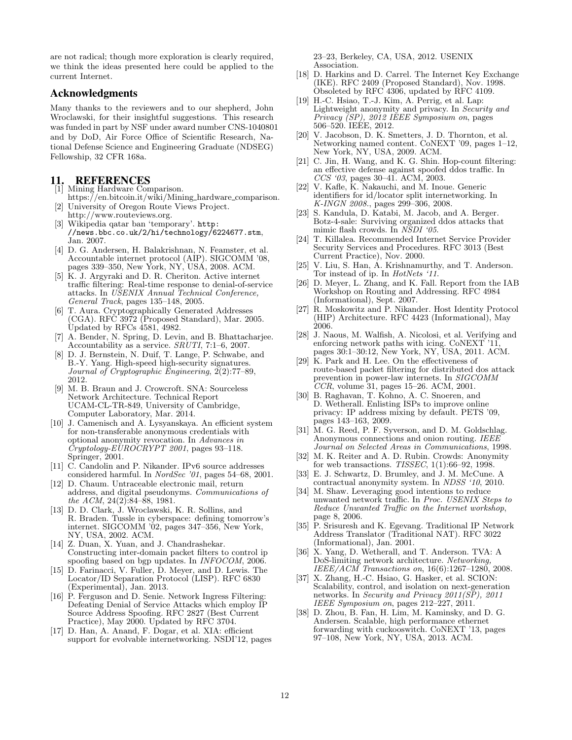are not radical; though more exploration is clearly required, we think the ideas presented here could be applied to the current Internet.

## Acknowledgments

Many thanks to the reviewers and to our shepherd, John Wroclawski, for their insightful suggestions. This research was funded in part by NSF under award number CNS-1040801 and by DoD, Air Force Office of Scientific Research, National Defense Science and Engineering Graduate (NDSEG) Fellowship, 32 CFR 168a.

## 11. REFERENCES

[1] Mining Hardware Comparison. https://en.bitcoin.it/wiki/Mining_hardware_comparison.

[2] University of Oregon Route Views Project. http://www.routeviews.org.

[3] Wikipedia qatar ban 'temporary'. `http://news.bbc.co.uk/2/hi/technology/6224677.stm`, Jan. 2007.

[4] D. G. Andersen, H. Balakrishnan, N. Feamster, et al. Accountable internet protocol (AIP). SIGCOMM '08, pages 339–350, New York, NY, USA, 2008. ACM.

[5] K. J. Argyraki and D. R. Cheriton. Active internet traffic filtering: Real-time response to denial-of-service attacks. In *USENIX Annual Technical Conference, General Track*, pages 135–148, 2005.

[6] T. Aura. Cryptographically Generated Addresses (CGA). RFC 3972 (Proposed Standard), Mar. 2005. Updated by RFCs 4581, 4982.

[7] A. Bender, N. Spring, D. Levin, and B. Bhattacharjee. Accountability as a service. *SRUTI*, 7:1–6, 2007.

[8] D. J. Bernstein, N. Duif, T. Lange, P. Schwabe, and B.-Y. Yang. High-speed high-security signatures. *Journal of Cryptographic Engineering*, 2(2):77–89, 2012.

[9] M. B. Braun and J. Crowcroft. SNA: Sourceless Network Architecture. Technical Report UCAM-CL-TR-849, University of Cambridge, Computer Laboratory, Mar. 2014.

[10] J. Camenisch and A. Lysyanskaya. An efficient system for non-transferable anonymous credentials with optional anonymity revocation. In *Advances in Cryptology-EUROCRYPT 2001*, pages 93–118. Springer, 2001.

[11] C. Candolin and P. Nikander. IPv6 source addresses considered harmful. In *NordSec '01*, pages 54–68, 2001.

[12] D. Chaum. Untraceable electronic mail, return address, and digital pseudonyms. *Communications of the ACM*, 24(2):84–88, 1981.

[13] D. D. Clark, J. Wroclawski, K. R. Sollins, and R. Braden. Tussle in cyberspace: defining tomorrow's internet. SIGCOMM '02, pages 347–356, New York, NY, USA, 2002. ACM.

[14] Z. Duan, X. Yuan, and J. Chandrashekar. Constructing inter-domain packet filters to control ip spoofing based on bgp updates. In *INFOCOM*, 2006.

[15] D. Farinacci, V. Fuller, D. Meyer, and D. Lewis. The Locator/ID Separation Protocol (LISP). RFC 6830 (Experimental), Jan. 2013.

[16] P. Ferguson and D. Senie. Network Ingress Filtering: Defeating Denial of Service Attacks which employ IP Source Address Spoofing. RFC 2827 (Best Current Practice), May 2000. Updated by RFC 3704.

[17] D. Han, A. Anand, F. Dogar, et al. XIA: efficient support for evolvable internetworking. NSDI'12, pages 23–23, Berkeley, CA, USA, 2012. USENIX Association.

[18] D. Harkins and D. Carrel. The Internet Key Exchange (IKE). RFC 2409 (Proposed Standard), Nov. 1998. Obsoleted by RFC 4306, updated by RFC 4109.

[19] H.-C. Hsiao, T.-J. Kim, A. Perrig, et al. Lap: Lightweight anonymity and privacy. In *Security and Privacy (SP), 2012 IEEE Symposium on*, pages 506–520. IEEE, 2012.

[20] V. Jacobson, D. K. Smetters, J. D. Thornton, et al. Networking named content. CoNEXT '09, pages 1–12, New York, NY, USA, 2009. ACM.

[21] C. Jin, H. Wang, and K. G. Shin. Hop-count filtering: an effective defense against spoofed ddos traffic. In *CCS '03*, pages 30–41. ACM, 2003.

[22] V. Kafle, K. Nakauchi, and M. Inoue. Generic identifiers for id/locator split internetworking. In *K-INGN 2008.*, pages 299–306, 2008.

[23] S. Kandula, D. Katabi, M. Jacob, and A. Berger. Botz-4-sale: Surviving organized ddos attacks that mimic flash crowds. In *NSDI '05*.

[24] T. Killalea. Recommended Internet Service Provider Security Services and Procedures. RFC 3013 (Best Current Practice), Nov. 2000.

[25] V. Liu, S. Han, A. Krishnamurthy, and T. Anderson. Tor instead of ip. In *HotNets '11*.

[26] D. Meyer, L. Zhang, and K. Fall. Report from the IAB Workshop on Routing and Addressing. RFC 4984 (Informational), Sept. 2007.

[27] R. Moskowitz and P. Nikander. Host Identity Protocol (HIP) Architecture. RFC 4423 (Informational), May 2006.

[28] J. Naous, M. Walfish, A. Nicolosi, et al. Verifying and enforcing network paths with icing. CoNEXT '11, pages 30:1–30:12, New York, NY, USA, 2011. ACM.

[29] K. Park and H. Lee. On the effectiveness of route-based packet filtering for distributed dos attack prevention in power-law internets. In *SIGCOMM CCR*, volume 31, pages 15–26. ACM, 2001.

[30] B. Raghavan, T. Kohno, A. C. Snoeren, and D. Wetherall. Enlisting ISPs to improve online privacy: IP address mixing by default. PETS '09, pages 143–163, 2009.

[31] M. G. Reed, P. F. Syverson, and D. M. Goldschlag. Anonymous connections and onion routing. *IEEE Journal on Selected Areas in Communications*, 1998.

[32] M. K. Reiter and A. D. Rubin. Crowds: Anonymity for web transactions. *TISSEC*, 1(1):66–92, 1998.

[33] E. J. Schwartz, D. Brumley, and J. M. McCune. A contractual anonymity system. In *NDSS '10*, 2010.

[34] M. Shaw. Leveraging good intentions to reduce unwanted network traffic. In *Proc. USENIX Steps to Reduce Unwanted Traffic on the Internet workshop*, page 8, 2006.

[35] P. Srisuresh and K. Egevang. Traditional IP Network Address Translator (Traditional NAT). RFC 3022 (Informational), Jan. 2001.

[36] X. Yang, D. Wetherall, and T. Anderson. TVA: A DoS-limiting network architecture. *Networking, IEEE/ACM Transactions on*, 16(6):1267–1280, 2008.

[37] X. Zhang, H.-C. Hsiao, G. Hasker, et al. SCION: Scalability, control, and isolation on next-generation networks. In *Security and Privacy 2011(SP), 2011 IEEE Symposium on*, pages 212–227, 2011.

[38] D. Zhou, B. Fan, H. Lim, M. Kaminsky, and D. G. Andersen. Scalable, high performance ethernet forwarding with cuckooswitch. CoNEXT '13, pages 97–108, New York, NY, USA, 2013. ACM.